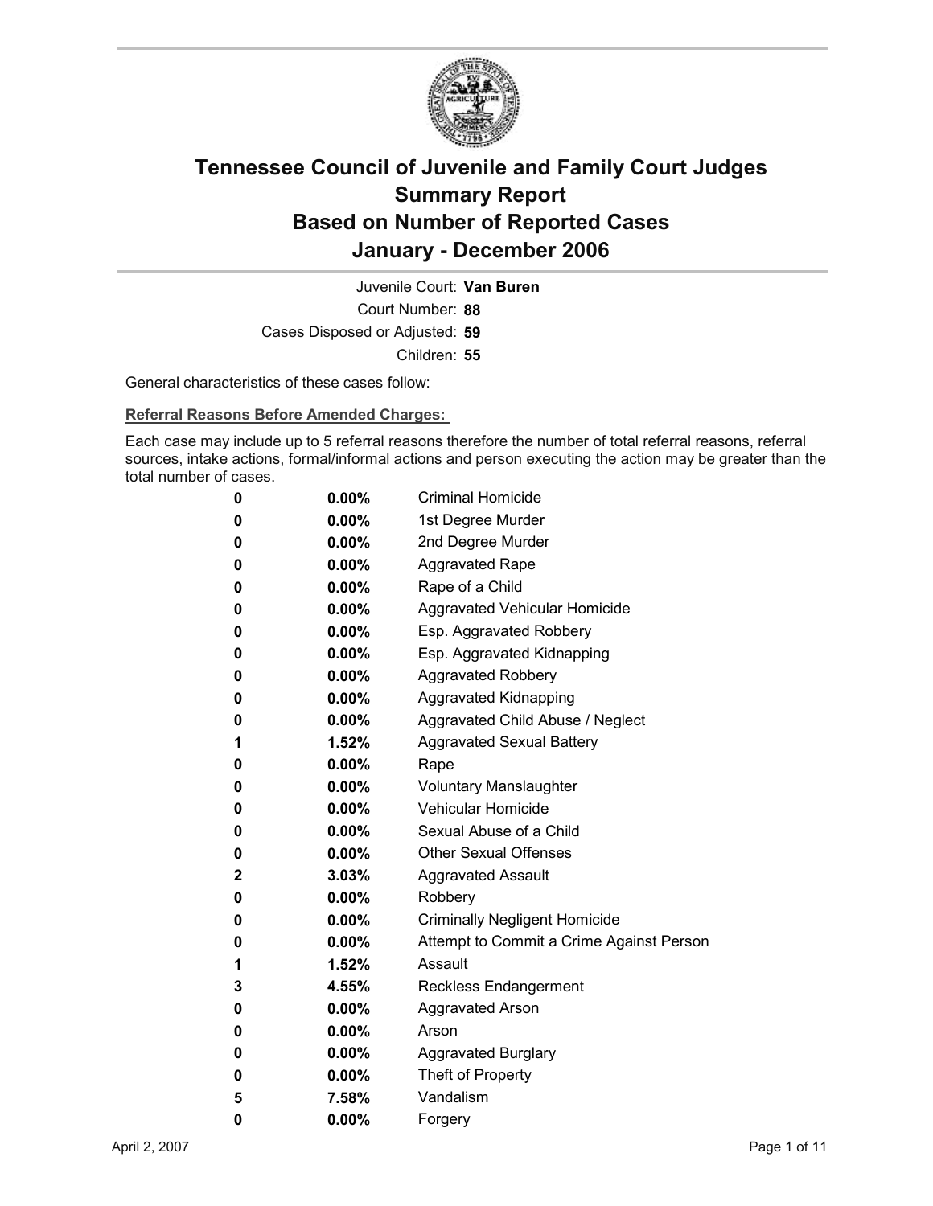# Tennessee Council of Juvenile and Family Court Judges
## Summary Report
## Based on Number of Reported Cases
## January - December 2006

Juvenile Court: **Van Buren**
Court Number: **88**
Cases Disposed or Adjusted: **59**
Children: **55**

General characteristics of these cases follow:

**Referral Reasons Before Amended Charges:**

Each case may include up to 5 referral reasons therefore the number of total referral reasons, referral sources, intake actions, formal/informal actions and person executing the action may be greater than the total number of cases.

| Count | Percent | Referral Reason |
|---|---|---|
| 0 | 0.00% | Criminal Homicide |
| 0 | 0.00% | 1st Degree Murder |
| 0 | 0.00% | 2nd Degree Murder |
| 0 | 0.00% | Aggravated Rape |
| 0 | 0.00% | Rape of a Child |
| 0 | 0.00% | Aggravated Vehicular Homicide |
| 0 | 0.00% | Esp. Aggravated Robbery |
| 0 | 0.00% | Esp. Aggravated Kidnapping |
| 0 | 0.00% | Aggravated Robbery |
| 0 | 0.00% | Aggravated Kidnapping |
| 0 | 0.00% | Aggravated Child Abuse / Neglect |
| 1 | 1.52% | Aggravated Sexual Battery |
| 0 | 0.00% | Rape |
| 0 | 0.00% | Voluntary Manslaughter |
| 0 | 0.00% | Vehicular Homicide |
| 0 | 0.00% | Sexual Abuse of a Child |
| 0 | 0.00% | Other Sexual Offenses |
| 2 | 3.03% | Aggravated Assault |
| 0 | 0.00% | Robbery |
| 0 | 0.00% | Criminally Negligent Homicide |
| 0 | 0.00% | Attempt to Commit a Crime Against Person |
| 1 | 1.52% | Assault |
| 3 | 4.55% | Reckless Endangerment |
| 0 | 0.00% | Aggravated Arson |
| 0 | 0.00% | Arson |
| 0 | 0.00% | Aggravated Burglary |
| 0 | 0.00% | Theft of Property |
| 5 | 7.58% | Vandalism |
| 0 | 0.00% | Forgery |

April 2, 2007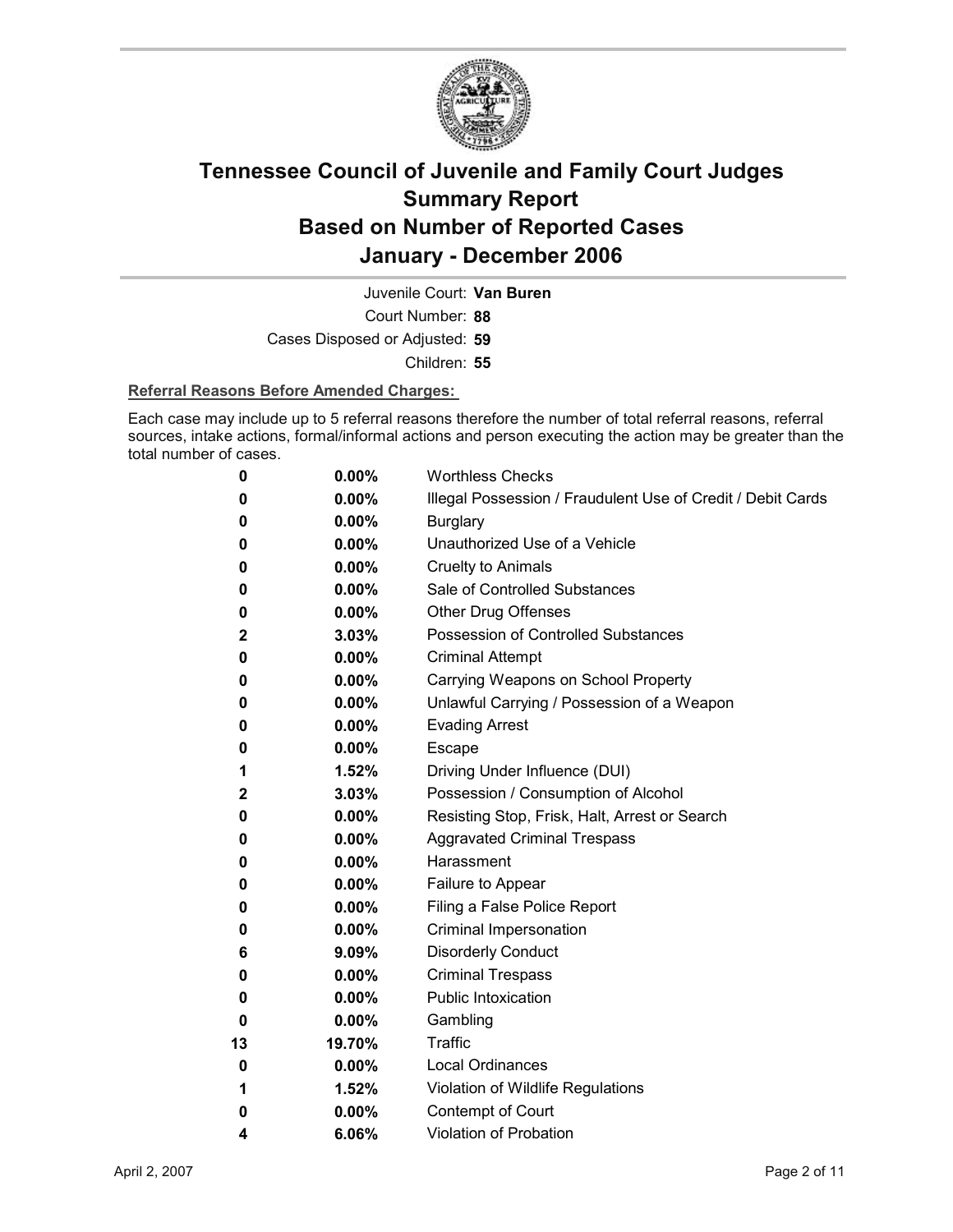# Tennessee Council of Juvenile and Family Court Judges
# Summary Report
# Based on Number of Reported Cases
# January - December 2006

Juvenile Court: **Van Buren**

Court Number: **88**

Cases Disposed or Adjusted: **59**

Children: **55**

**Referral Reasons Before Amended Charges:**

Each case may include up to 5 referral reasons therefore the number of total referral reasons, referral sources, intake actions, formal/informal actions and person executing the action may be greater than the total number of cases.

| Count | Percent | Referral Reason |
|---|---|---|
| 0 | 0.00% | Worthless Checks |
| 0 | 0.00% | Illegal Possession / Fraudulent Use of Credit / Debit Cards |
| 0 | 0.00% | Burglary |
| 0 | 0.00% | Unauthorized Use of a Vehicle |
| 0 | 0.00% | Cruelty to Animals |
| 0 | 0.00% | Sale of Controlled Substances |
| 0 | 0.00% | Other Drug Offenses |
| 2 | 3.03% | Possession of Controlled Substances |
| 0 | 0.00% | Criminal Attempt |
| 0 | 0.00% | Carrying Weapons on School Property |
| 0 | 0.00% | Unlawful Carrying / Possession of a Weapon |
| 0 | 0.00% | Evading Arrest |
| 0 | 0.00% | Escape |
| 1 | 1.52% | Driving Under Influence (DUI) |
| 2 | 3.03% | Possession / Consumption of Alcohol |
| 0 | 0.00% | Resisting Stop, Frisk, Halt, Arrest or Search |
| 0 | 0.00% | Aggravated Criminal Trespass |
| 0 | 0.00% | Harassment |
| 0 | 0.00% | Failure to Appear |
| 0 | 0.00% | Filing a False Police Report |
| 0 | 0.00% | Criminal Impersonation |
| 6 | 9.09% | Disorderly Conduct |
| 0 | 0.00% | Criminal Trespass |
| 0 | 0.00% | Public Intoxication |
| 0 | 0.00% | Gambling |
| 13 | 19.70% | Traffic |
| 0 | 0.00% | Local Ordinances |
| 1 | 1.52% | Violation of Wildlife Regulations |
| 0 | 0.00% | Contempt of Court |
| 4 | 6.06% | Violation of Probation |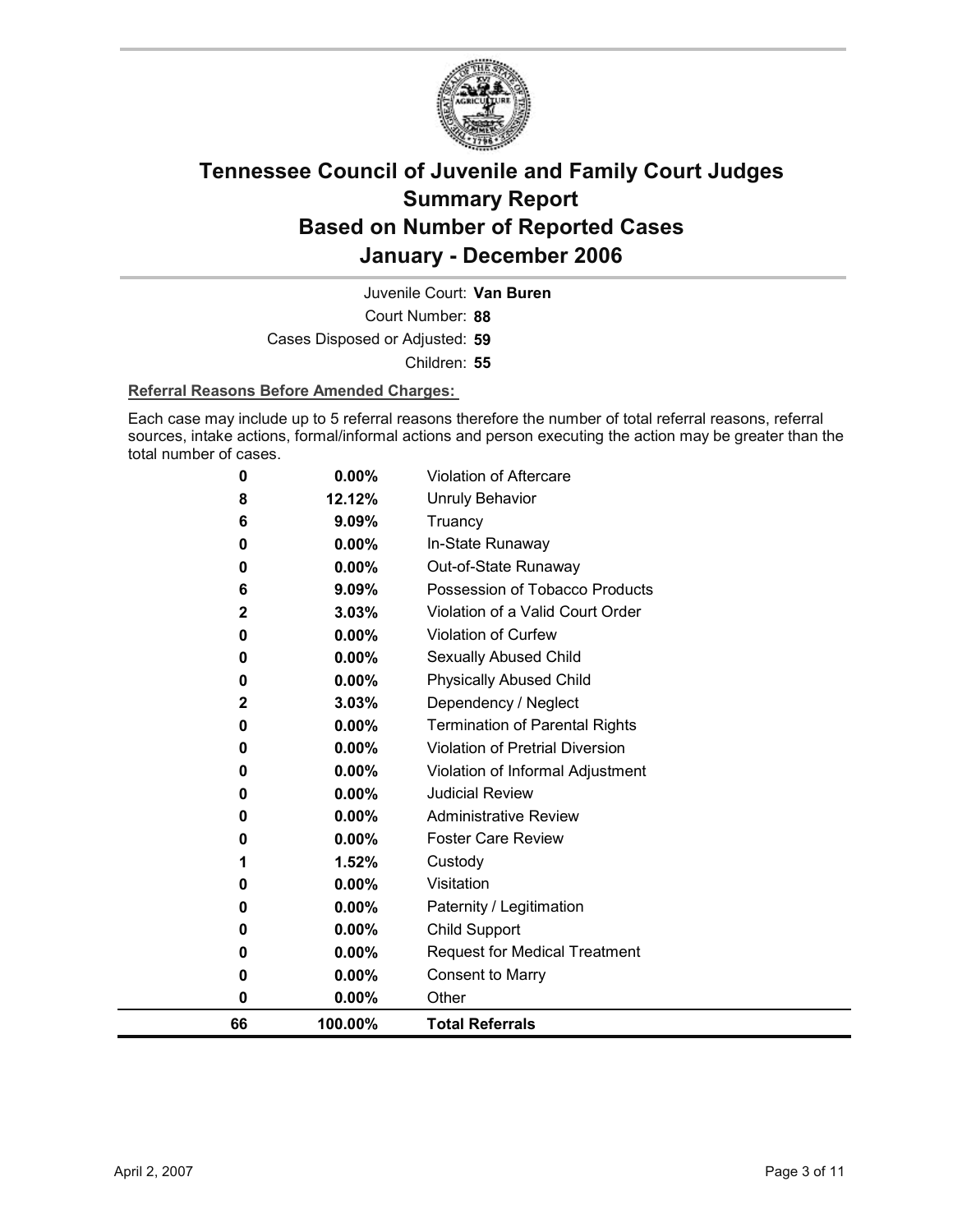# Tennessee Council of Juvenile and Family Court Judges Summary Report Based on Number of Reported Cases January - December 2006

Juvenile Court: **Van Buren**

Court Number: **88**

Cases Disposed or Adjusted: **59**

Children: **55**

**Referral Reasons Before Amended Charges:**

Each case may include up to 5 referral reasons therefore the number of total referral reasons, referral sources, intake actions, formal/informal actions and person executing the action may be greater than the total number of cases.

| Count | Percent | Referral Reason |
|---|---|---|
| 0 | 0.00% | Violation of Aftercare |
| 8 | 12.12% | Unruly Behavior |
| 6 | 9.09% | Truancy |
| 0 | 0.00% | In-State Runaway |
| 0 | 0.00% | Out-of-State Runaway |
| 6 | 9.09% | Possession of Tobacco Products |
| 2 | 3.03% | Violation of a Valid Court Order |
| 0 | 0.00% | Violation of Curfew |
| 0 | 0.00% | Sexually Abused Child |
| 0 | 0.00% | Physically Abused Child |
| 2 | 3.03% | Dependency / Neglect |
| 0 | 0.00% | Termination of Parental Rights |
| 0 | 0.00% | Violation of Pretrial Diversion |
| 0 | 0.00% | Violation of Informal Adjustment |
| 0 | 0.00% | Judicial Review |
| 0 | 0.00% | Administrative Review |
| 0 | 0.00% | Foster Care Review |
| 1 | 1.52% | Custody |
| 0 | 0.00% | Visitation |
| 0 | 0.00% | Paternity / Legitimation |
| 0 | 0.00% | Child Support |
| 0 | 0.00% | Request for Medical Treatment |
| 0 | 0.00% | Consent to Marry |
| 0 | 0.00% | Other |
| **66** | **100.00%** | **Total Referrals** |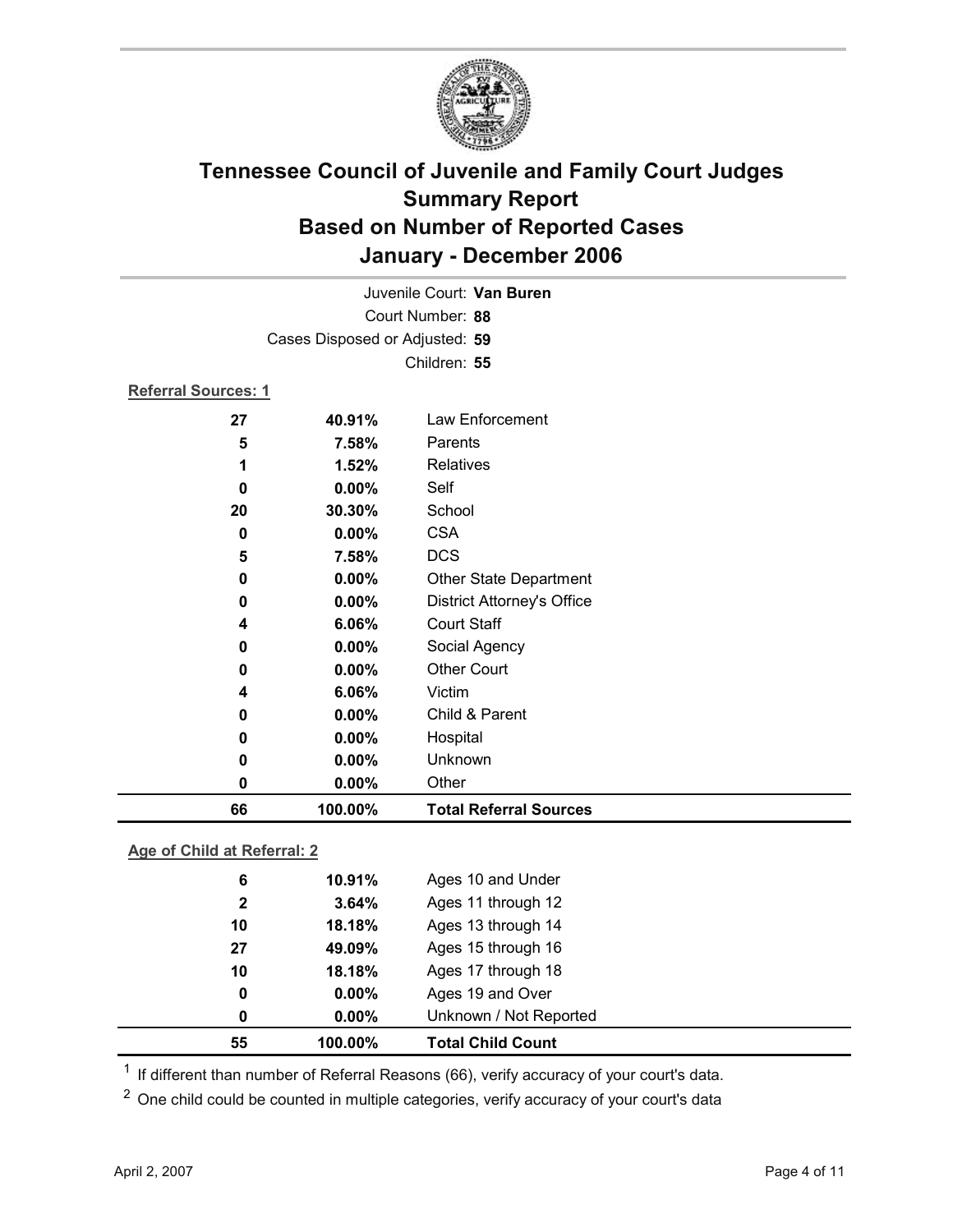# Tennessee Council of Juvenile and Family Court Judges
## Summary Report
## Based on Number of Reported Cases
## January - December 2006

Juvenile Court: **Van Buren**
Court Number: **88**
Cases Disposed or Adjusted: **59**
Children: **55**

**Referral Sources: 1**

| Count | Percent | Source |
|---|---|---|
| 27 | 40.91% | Law Enforcement |
| 5 | 7.58% | Parents |
| 1 | 1.52% | Relatives |
| 0 | 0.00% | Self |
| 20 | 30.30% | School |
| 0 | 0.00% | CSA |
| 5 | 7.58% | DCS |
| 0 | 0.00% | Other State Department |
| 0 | 0.00% | District Attorney's Office |
| 4 | 6.06% | Court Staff |
| 0 | 0.00% | Social Agency |
| 0 | 0.00% | Other Court |
| 4 | 6.06% | Victim |
| 0 | 0.00% | Child & Parent |
| 0 | 0.00% | Hospital |
| 0 | 0.00% | Unknown |
| 0 | 0.00% | Other |
| **66** | **100.00%** | **Total Referral Sources** |

**Age of Child at Referral: 2**

| Count | Percent | Age |
|---|---|---|
| 6 | 10.91% | Ages 10 and Under |
| 2 | 3.64% | Ages 11 through 12 |
| 10 | 18.18% | Ages 13 through 14 |
| 27 | 49.09% | Ages 15 through 16 |
| 10 | 18.18% | Ages 17 through 18 |
| 0 | 0.00% | Ages 19 and Over |
| 0 | 0.00% | Unknown / Not Reported |
| **55** | **100.00%** | **Total Child Count** |

[1] If different than number of Referral Reasons (66), verify accuracy of your court's data.

[2] One child could be counted in multiple categories, verify accuracy of your court's data

April 2, 2007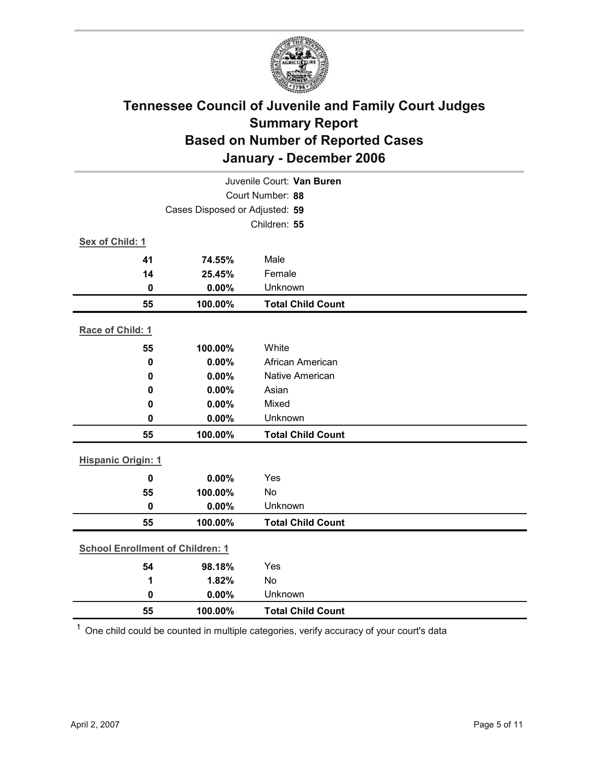# Tennessee Council of Juvenile and Family Court Judges
## Summary Report
## Based on Number of Reported Cases
## January - December 2006

Juvenile Court: **Van Buren**

Court Number: **88**

Cases Disposed or Adjusted: **59**

Children: **55**

**Sex of Child: 1**

| | | |
|---|---|---|
| **41** | **74.55%** | Male |
| **14** | **25.45%** | Female |
| **0** | **0.00%** | Unknown |
| **55** | **100.00%** | **Total Child Count** |

**Race of Child: 1**

| | | |
|---|---|---|
| **55** | **100.00%** | White |
| **0** | **0.00%** | African American |
| **0** | **0.00%** | Native American |
| **0** | **0.00%** | Asian |
| **0** | **0.00%** | Mixed |
| **0** | **0.00%** | Unknown |
| **55** | **100.00%** | **Total Child Count** |

**Hispanic Origin: 1**

| | | |
|---|---|---|
| **0** | **0.00%** | Yes |
| **55** | **100.00%** | No |
| **0** | **0.00%** | Unknown |
| **55** | **100.00%** | **Total Child Count** |

**School Enrollment of Children: 1**

| | | |
|---|---|---|
| **54** | **98.18%** | Yes |
| **1** | **1.82%** | No |
| **0** | **0.00%** | Unknown |
| **55** | **100.00%** | **Total Child Count** |

[1] One child could be counted in multiple categories, verify accuracy of your court's data

April 2, 2007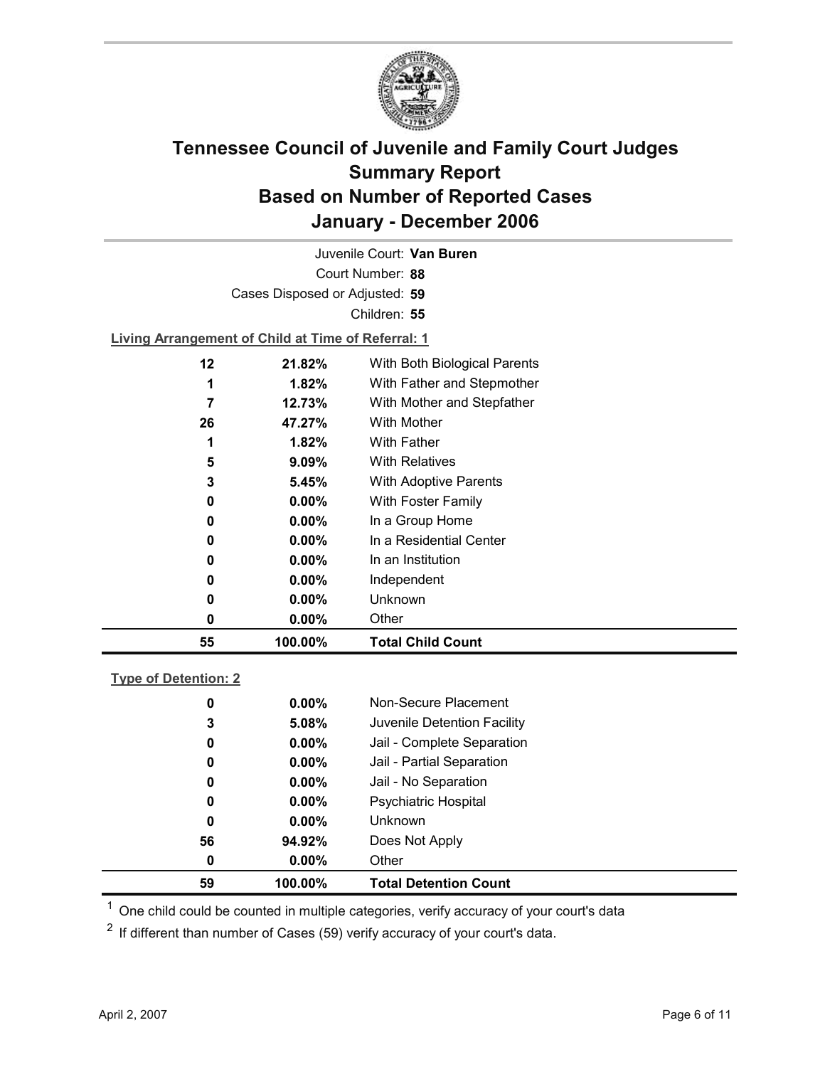# Tennessee Council of Juvenile and Family Court Judges
# Summary Report
# Based on Number of Reported Cases
# January - December 2006

Juvenile Court: **Van Buren**

Court Number: **88**

Cases Disposed or Adjusted: **59**

Children: **55**

**Living Arrangement of Child at Time of Referral: 1**

| Count | Percent | Living Arrangement |
|---|---|---|
| 12 | 21.82% | With Both Biological Parents |
| 1 | 1.82% | With Father and Stepmother |
| 7 | 12.73% | With Mother and Stepfather |
| 26 | 47.27% | With Mother |
| 1 | 1.82% | With Father |
| 5 | 9.09% | With Relatives |
| 3 | 5.45% | With Adoptive Parents |
| 0 | 0.00% | With Foster Family |
| 0 | 0.00% | In a Group Home |
| 0 | 0.00% | In a Residential Center |
| 0 | 0.00% | In an Institution |
| 0 | 0.00% | Independent |
| 0 | 0.00% | Unknown |
| 0 | 0.00% | Other |
| **55** | **100.00%** | **Total Child Count** |

**Type of Detention: 2**

| Count | Percent | Type of Detention |
|---|---|---|
| 0 | 0.00% | Non-Secure Placement |
| 3 | 5.08% | Juvenile Detention Facility |
| 0 | 0.00% | Jail - Complete Separation |
| 0 | 0.00% | Jail - Partial Separation |
| 0 | 0.00% | Jail - No Separation |
| 0 | 0.00% | Psychiatric Hospital |
| 0 | 0.00% | Unknown |
| 56 | 94.92% | Does Not Apply |
| 0 | 0.00% | Other |
| **59** | **100.00%** | **Total Detention Count** |

[1] One child could be counted in multiple categories, verify accuracy of your court's data

[2] If different than number of Cases (59) verify accuracy of your court's data.

April 2, 2007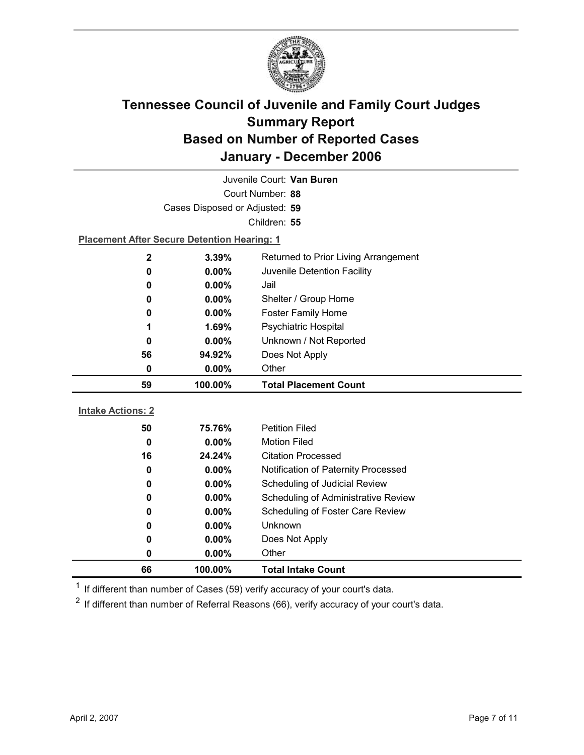# Tennessee Council of Juvenile and Family Court Judges Summary Report Based on Number of Reported Cases January - December 2006

Juvenile Court: **Van Buren**

Court Number: **88**

Cases Disposed or Adjusted: **59**

Children: **55**

**Placement After Secure Detention Hearing: 1**

| Count | Percent | Placement |
|---|---|---|
| 2 | 3.39% | Returned to Prior Living Arrangement |
| 0 | 0.00% | Juvenile Detention Facility |
| 0 | 0.00% | Jail |
| 0 | 0.00% | Shelter / Group Home |
| 0 | 0.00% | Foster Family Home |
| 1 | 1.69% | Psychiatric Hospital |
| 0 | 0.00% | Unknown / Not Reported |
| 56 | 94.92% | Does Not Apply |
| 0 | 0.00% | Other |
| **59** | **100.00%** | **Total Placement Count** |

**Intake Actions: 2**

| Count | Percent | Intake Action |
|---|---|---|
| 50 | 75.76% | Petition Filed |
| 0 | 0.00% | Motion Filed |
| 16 | 24.24% | Citation Processed |
| 0 | 0.00% | Notification of Paternity Processed |
| 0 | 0.00% | Scheduling of Judicial Review |
| 0 | 0.00% | Scheduling of Administrative Review |
| 0 | 0.00% | Scheduling of Foster Care Review |
| 0 | 0.00% | Unknown |
| 0 | 0.00% | Does Not Apply |
| 0 | 0.00% | Other |
| **66** | **100.00%** | **Total Intake Count** |

[1] If different than number of Cases (59) verify accuracy of your court's data.

[2] If different than number of Referral Reasons (66), verify accuracy of your court's data.

April 2, 2007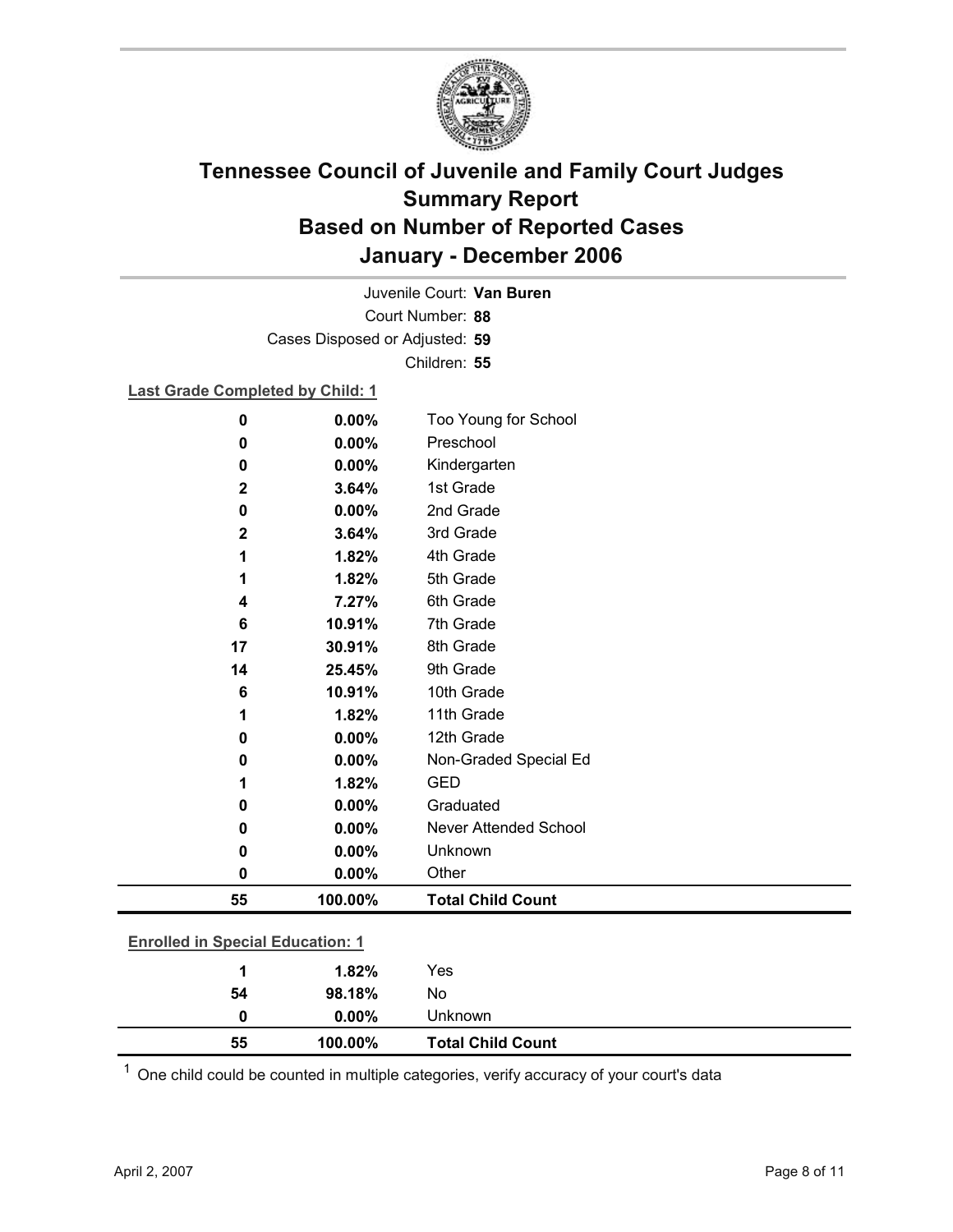# Tennessee Council of Juvenile and Family Court Judges Summary Report Based on Number of Reported Cases January - December 2006

Juvenile Court: **Van Buren**

Court Number: **88**

Cases Disposed or Adjusted: **59**

Children: **55**

**Last Grade Completed by Child: 1**

| Count | Percent | Category |
|---|---|---|
| 0 | 0.00% | Too Young for School |
| 0 | 0.00% | Preschool |
| 0 | 0.00% | Kindergarten |
| 2 | 3.64% | 1st Grade |
| 0 | 0.00% | 2nd Grade |
| 2 | 3.64% | 3rd Grade |
| 1 | 1.82% | 4th Grade |
| 1 | 1.82% | 5th Grade |
| 4 | 7.27% | 6th Grade |
| 6 | 10.91% | 7th Grade |
| 17 | 30.91% | 8th Grade |
| 14 | 25.45% | 9th Grade |
| 6 | 10.91% | 10th Grade |
| 1 | 1.82% | 11th Grade |
| 0 | 0.00% | 12th Grade |
| 0 | 0.00% | Non-Graded Special Ed |
| 1 | 1.82% | GED |
| 0 | 0.00% | Graduated |
| 0 | 0.00% | Never Attended School |
| 0 | 0.00% | Unknown |
| 0 | 0.00% | Other |
| **55** | **100.00%** | **Total Child Count** |

**Enrolled in Special Education: 1**

| Count | Percent | Category |
|---|---|---|
| 1 | 1.82% | Yes |
| 54 | 98.18% | No |
| 0 | 0.00% | Unknown |
| **55** | **100.00%** | **Total Child Count** |

[1] One child could be counted in multiple categories, verify accuracy of your court's data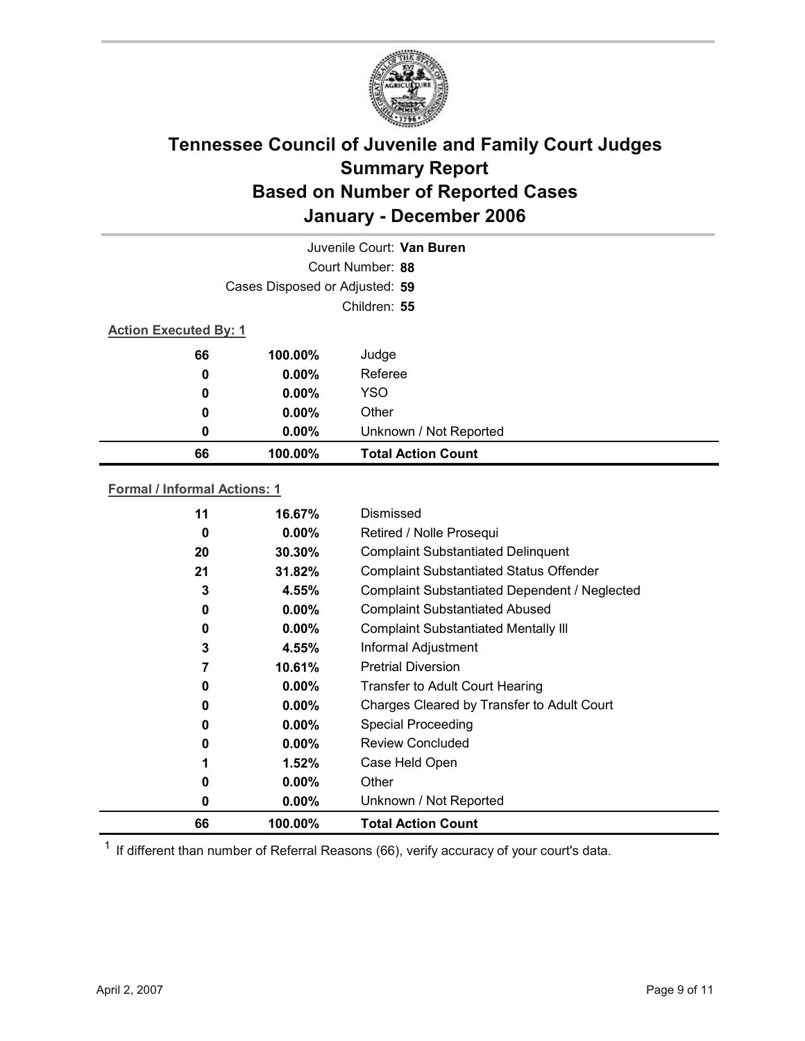# Tennessee Council of Juvenile and Family Court Judges
## Summary Report
## Based on Number of Reported Cases
## January - December 2006

Juvenile Court: **Van Buren**

Court Number: **88**

Cases Disposed or Adjusted: **59**

Children: **55**

**Action Executed By: 1**

| | | |
|---|---|---|
| 66 | 100.00% | Judge |
| 0 | 0.00% | Referee |
| 0 | 0.00% | YSO |
| 0 | 0.00% | Other |
| 0 | 0.00% | Unknown / Not Reported |
| **66** | **100.00%** | **Total Action Count** |

**Formal / Informal Actions: 1**

| | | |
|---|---|---|
| 11 | 16.67% | Dismissed |
| 0 | 0.00% | Retired / Nolle Prosequi |
| 20 | 30.30% | Complaint Substantiated Delinquent |
| 21 | 31.82% | Complaint Substantiated Status Offender |
| 3 | 4.55% | Complaint Substantiated Dependent / Neglected |
| 0 | 0.00% | Complaint Substantiated Abused |
| 0 | 0.00% | Complaint Substantiated Mentally Ill |
| 3 | 4.55% | Informal Adjustment |
| 7 | 10.61% | Pretrial Diversion |
| 0 | 0.00% | Transfer to Adult Court Hearing |
| 0 | 0.00% | Charges Cleared by Transfer to Adult Court |
| 0 | 0.00% | Special Proceeding |
| 0 | 0.00% | Review Concluded |
| 1 | 1.52% | Case Held Open |
| 0 | 0.00% | Other |
| 0 | 0.00% | Unknown / Not Reported |
| **66** | **100.00%** | **Total Action Count** |

[1] If different than number of Referral Reasons (66), verify accuracy of your court's data.

April 2, 2007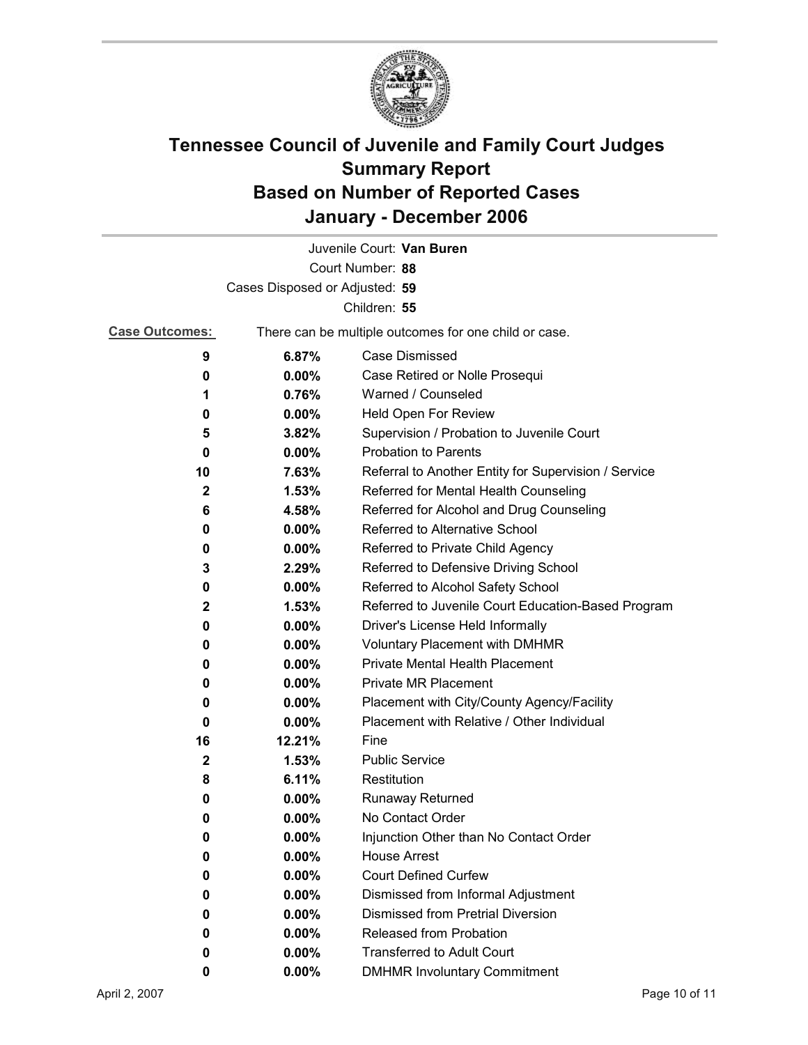# Tennessee Council of Juvenile and Family Court Judges
# Summary Report
# Based on Number of Reported Cases
# January - December 2006

Juvenile Court: **Van Buren**
Court Number: **88**
Cases Disposed or Adjusted: **59**
Children: **55**

**Case Outcomes:** There can be multiple outcomes for one child or case.

| Count | Percent | Outcome |
|---|---|---|
| 9 | 6.87% | Case Dismissed |
| 0 | 0.00% | Case Retired or Nolle Prosequi |
| 1 | 0.76% | Warned / Counseled |
| 0 | 0.00% | Held Open For Review |
| 5 | 3.82% | Supervision / Probation to Juvenile Court |
| 0 | 0.00% | Probation to Parents |
| 10 | 7.63% | Referral to Another Entity for Supervision / Service |
| 2 | 1.53% | Referred for Mental Health Counseling |
| 6 | 4.58% | Referred for Alcohol and Drug Counseling |
| 0 | 0.00% | Referred to Alternative School |
| 0 | 0.00% | Referred to Private Child Agency |
| 3 | 2.29% | Referred to Defensive Driving School |
| 0 | 0.00% | Referred to Alcohol Safety School |
| 2 | 1.53% | Referred to Juvenile Court Education-Based Program |
| 0 | 0.00% | Driver's License Held Informally |
| 0 | 0.00% | Voluntary Placement with DMHMR |
| 0 | 0.00% | Private Mental Health Placement |
| 0 | 0.00% | Private MR Placement |
| 0 | 0.00% | Placement with City/County Agency/Facility |
| 0 | 0.00% | Placement with Relative / Other Individual |
| 16 | 12.21% | Fine |
| 2 | 1.53% | Public Service |
| 8 | 6.11% | Restitution |
| 0 | 0.00% | Runaway Returned |
| 0 | 0.00% | No Contact Order |
| 0 | 0.00% | Injunction Other than No Contact Order |
| 0 | 0.00% | House Arrest |
| 0 | 0.00% | Court Defined Curfew |
| 0 | 0.00% | Dismissed from Informal Adjustment |
| 0 | 0.00% | Dismissed from Pretrial Diversion |
| 0 | 0.00% | Released from Probation |
| 0 | 0.00% | Transferred to Adult Court |
| 0 | 0.00% | DMHMR Involuntary Commitment |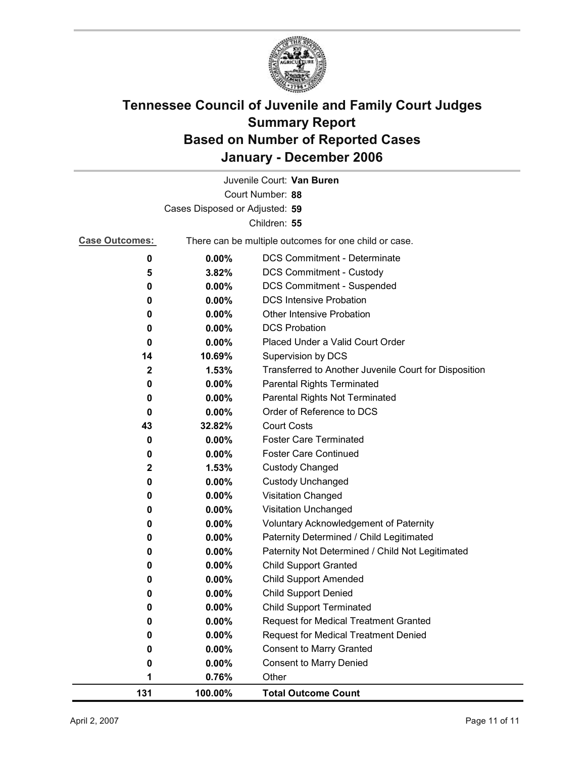# Tennessee Council of Juvenile and Family Court Judges
# Summary Report
# Based on Number of Reported Cases
# January - December 2006

Juvenile Court: **Van Buren**
Court Number: **88**
Cases Disposed or Adjusted: **59**
Children: **55**

**Case Outcomes:** There can be multiple outcomes for one child or case.

| | | |
|---|---|---|
| 0 | 0.00% | DCS Commitment - Determinate |
| 5 | 3.82% | DCS Commitment - Custody |
| 0 | 0.00% | DCS Commitment - Suspended |
| 0 | 0.00% | DCS Intensive Probation |
| 0 | 0.00% | Other Intensive Probation |
| 0 | 0.00% | DCS Probation |
| 0 | 0.00% | Placed Under a Valid Court Order |
| 14 | 10.69% | Supervision by DCS |
| 2 | 1.53% | Transferred to Another Juvenile Court for Disposition |
| 0 | 0.00% | Parental Rights Terminated |
| 0 | 0.00% | Parental Rights Not Terminated |
| 0 | 0.00% | Order of Reference to DCS |
| 43 | 32.82% | Court Costs |
| 0 | 0.00% | Foster Care Terminated |
| 0 | 0.00% | Foster Care Continued |
| 2 | 1.53% | Custody Changed |
| 0 | 0.00% | Custody Unchanged |
| 0 | 0.00% | Visitation Changed |
| 0 | 0.00% | Visitation Unchanged |
| 0 | 0.00% | Voluntary Acknowledgement of Paternity |
| 0 | 0.00% | Paternity Determined / Child Legitimated |
| 0 | 0.00% | Paternity Not Determined / Child Not Legitimated |
| 0 | 0.00% | Child Support Granted |
| 0 | 0.00% | Child Support Amended |
| 0 | 0.00% | Child Support Denied |
| 0 | 0.00% | Child Support Terminated |
| 0 | 0.00% | Request for Medical Treatment Granted |
| 0 | 0.00% | Request for Medical Treatment Denied |
| 0 | 0.00% | Consent to Marry Granted |
| 0 | 0.00% | Consent to Marry Denied |
| 1 | 0.76% | Other |
| **131** | **100.00%** | **Total Outcome Count** |

April 2, 2007